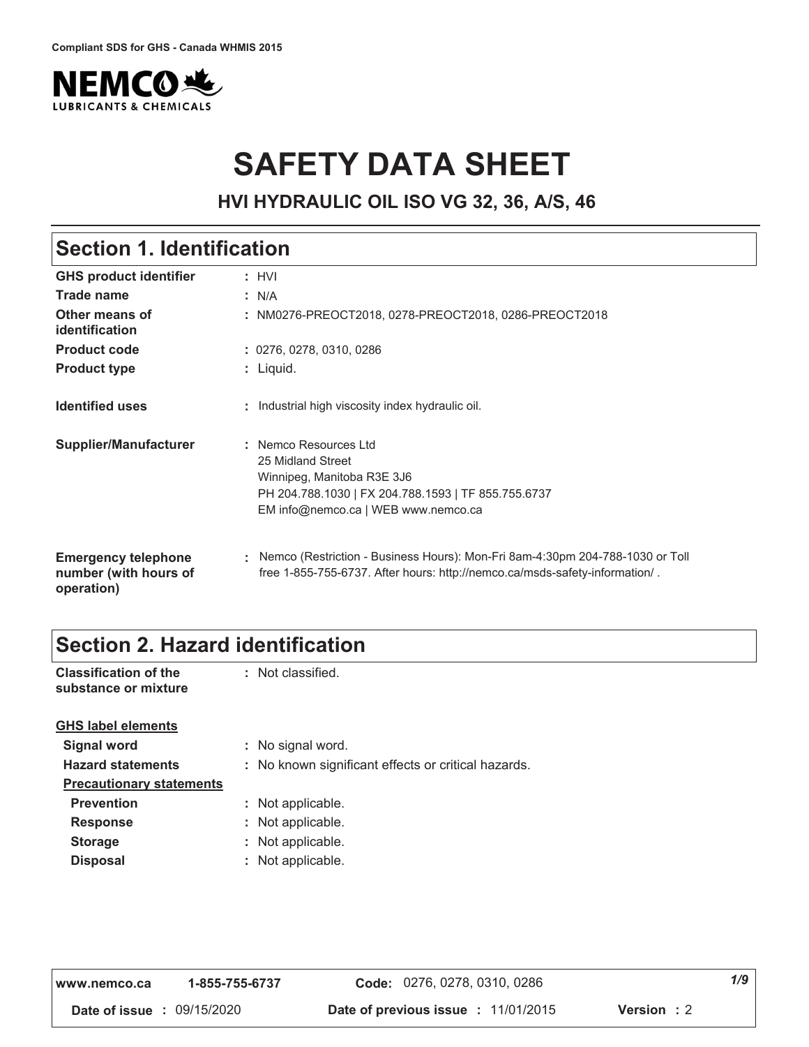Compliant SDS for GHS - Canada WHMIS 2015

# SAFETY DATA SHEET

### HVI HYDRAULIC OIL ISO VG 32, 36, A/S, 46

## Section 1. Identification

| | |
|---|---|
| **GHS product identifier** | : HVI |
| **Trade name** | : N/A |
| **Other means of identification** | : NM0276-PREOCT2018, 0278-PREOCT2018, 0286-PREOCT2018 |
| **Product code** | : 0276, 0278, 0310, 0286 |
| **Product type** | : Liquid. |
| **Identified uses** | : Industrial high viscosity index hydraulic oil. |
| **Supplier/Manufacturer** | : Nemco Resources Ltd<br>25 Midland Street<br>Winnipeg, Manitoba R3E 3J6<br>PH 204.788.1030 \| FX 204.788.1593 \| TF 855.755.6737<br>EM info@nemco.ca \| WEB www.nemco.ca |
| **Emergency telephone number (with hours of operation)** | : Nemco (Restriction - Business Hours): Mon-Fri 8am-4:30pm 204-788-1030 or Toll free 1-855-755-6737. After hours: http://nemco.ca/msds-safety-information/ . |

## Section 2. Hazard identification

| | |
|---|---|
| **Classification of the substance or mixture** | : Not classified. |

**GHS label elements**

| | |
|---|---|
| **Signal word** | : No signal word. |
| **Hazard statements** | : No known significant effects or critical hazards. |

**Precautionary statements**

| | |
|---|---|
| **Prevention** | : Not applicable. |
| **Response** | : Not applicable. |
| **Storage** | : Not applicable. |
| **Disposal** | : Not applicable. |

| www.nemco.ca | 1-855-755-6737 | **Code:** 0276, 0278, 0310, 0286 | |
|---|---|---|---|
| **Date of issue :** 09/15/2020 | | **Date of previous issue :** 11/01/2015 | **Version :** 2 |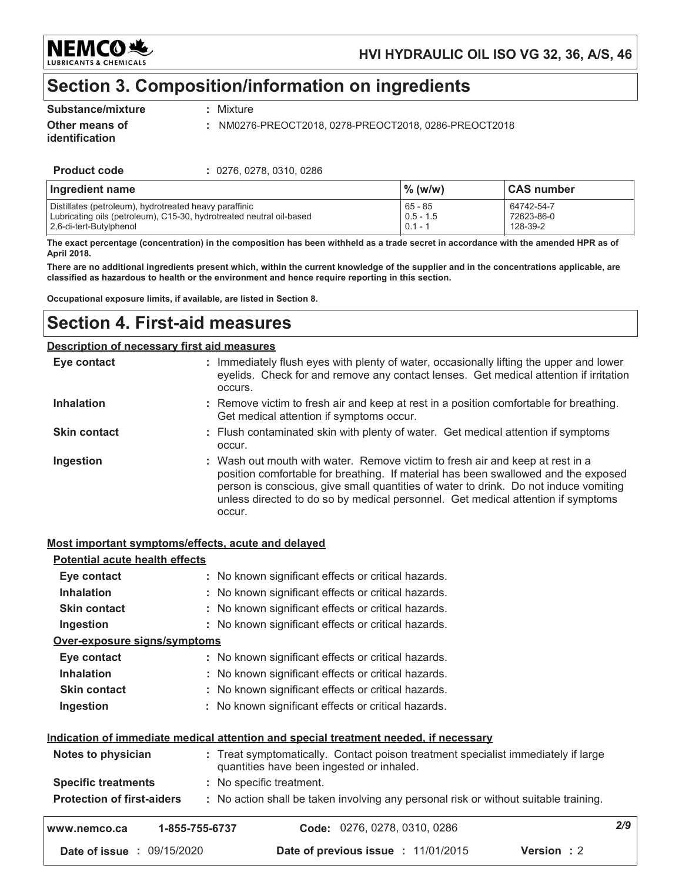## Section 3. Composition/information on ingredients

| | |
|---|---|
| **Substance/mixture** | : Mixture |
| **Other means of identification** | : NM0276-PREOCT2018, 0278-PREOCT2018, 0286-PREOCT2018 |

**Product code** : 0276, 0278, 0310, 0286

| Ingredient name | % (w/w) | CAS number |
|---|---|---|
| Distillates (petroleum), hydrotreated heavy paraffinic | 65 - 85 | 64742-54-7 |
| Lubricating oils (petroleum), C15-30, hydrotreated neutral oil-based | 0.5 - 1.5 | 72623-86-0 |
| 2,6-di-tert-Butylphenol | 0.1 - 1 | 128-39-2 |

**The exact percentage (concentration) in the composition has been withheld as a trade secret in accordance with the amended HPR as of April 2018.**

**There are no additional ingredients present which, within the current knowledge of the supplier and in the concentrations applicable, are classified as hazardous to health or the environment and hence require reporting in this section.**

**Occupational exposure limits, if available, are listed in Section 8.**

## Section 4. First-aid measures

### Description of necessary first aid measures

| | |
|---|---|
| **Eye contact** | : Immediately flush eyes with plenty of water, occasionally lifting the upper and lower eyelids. Check for and remove any contact lenses. Get medical attention if irritation occurs. |
| **Inhalation** | : Remove victim to fresh air and keep at rest in a position comfortable for breathing. Get medical attention if symptoms occur. |
| **Skin contact** | : Flush contaminated skin with plenty of water. Get medical attention if symptoms occur. |
| **Ingestion** | : Wash out mouth with water. Remove victim to fresh air and keep at rest in a position comfortable for breathing. If material has been swallowed and the exposed person is conscious, give small quantities of water to drink. Do not induce vomiting unless directed to do so by medical personnel. Get medical attention if symptoms occur. |

### Most important symptoms/effects, acute and delayed

**Potential acute health effects**

| | |
|---|---|
| **Eye contact** | : No known significant effects or critical hazards. |
| **Inhalation** | : No known significant effects or critical hazards. |
| **Skin contact** | : No known significant effects or critical hazards. |
| **Ingestion** | : No known significant effects or critical hazards. |

**Over-exposure signs/symptoms**

| | |
|---|---|
| **Eye contact** | : No known significant effects or critical hazards. |
| **Inhalation** | : No known significant effects or critical hazards. |
| **Skin contact** | : No known significant effects or critical hazards. |
| **Ingestion** | : No known significant effects or critical hazards. |

### Indication of immediate medical attention and special treatment needed, if necessary

| | |
|---|---|
| **Notes to physician** | : Treat symptomatically. Contact poison treatment specialist immediately if large quantities have been ingested or inhaled. |
| **Specific treatments** | : No specific treatment. |
| **Protection of first-aiders** | : No action shall be taken involving any personal risk or without suitable training. |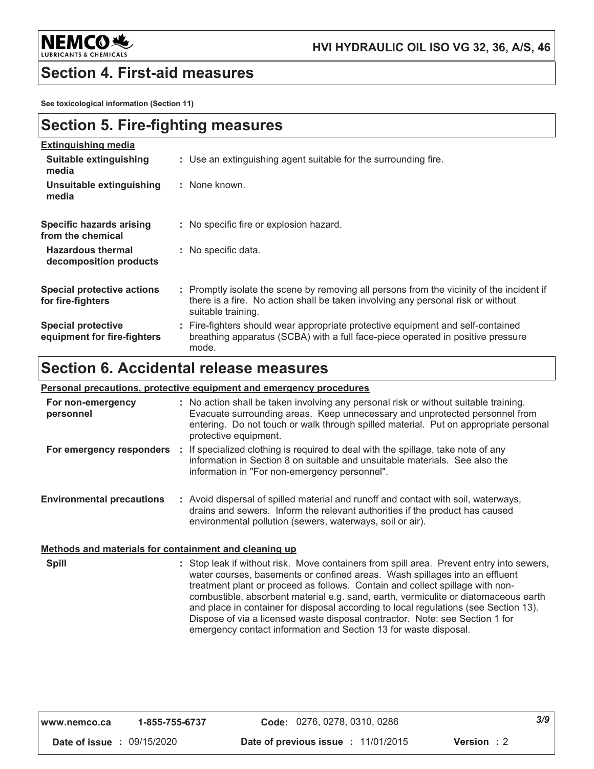## Section 4. First-aid measures

**See toxicological information (Section 11)**

## Section 5. Fire-fighting measures

**Extinguishing media**

| | |
|---|---|
| **Suitable extinguishing media** | : Use an extinguishing agent suitable for the surrounding fire. |
| **Unsuitable extinguishing media** | : None known. |
| **Specific hazards arising from the chemical** | : No specific fire or explosion hazard. |
| **Hazardous thermal decomposition products** | : No specific data. |
| **Special protective actions for fire-fighters** | : Promptly isolate the scene by removing all persons from the vicinity of the incident if there is a fire. No action shall be taken involving any personal risk or without suitable training. |
| **Special protective equipment for fire-fighters** | : Fire-fighters should wear appropriate protective equipment and self-contained breathing apparatus (SCBA) with a full face-piece operated in positive pressure mode. |

## Section 6. Accidental release measures

**Personal precautions, protective equipment and emergency procedures**

| | |
|---|---|
| **For non-emergency personnel** | : No action shall be taken involving any personal risk or without suitable training. Evacuate surrounding areas. Keep unnecessary and unprotected personnel from entering. Do not touch or walk through spilled material. Put on appropriate personal protective equipment. |
| **For emergency responders** | : If specialized clothing is required to deal with the spillage, take note of any information in Section 8 on suitable and unsuitable materials. See also the information in "For non-emergency personnel". |
| **Environmental precautions** | : Avoid dispersal of spilled material and runoff and contact with soil, waterways, drains and sewers. Inform the relevant authorities if the product has caused environmental pollution (sewers, waterways, soil or air). |

**Methods and materials for containment and cleaning up**

| | |
|---|---|
| **Spill** | : Stop leak if without risk. Move containers from spill area. Prevent entry into sewers, water courses, basements or confined areas. Wash spillages into an effluent treatment plant or proceed as follows. Contain and collect spillage with non-combustible, absorbent material e.g. sand, earth, vermiculite or diatomaceous earth and place in container for disposal according to local regulations (see Section 13). Dispose of via a licensed waste disposal contractor. Note: see Section 1 for emergency contact information and Section 13 for waste disposal. |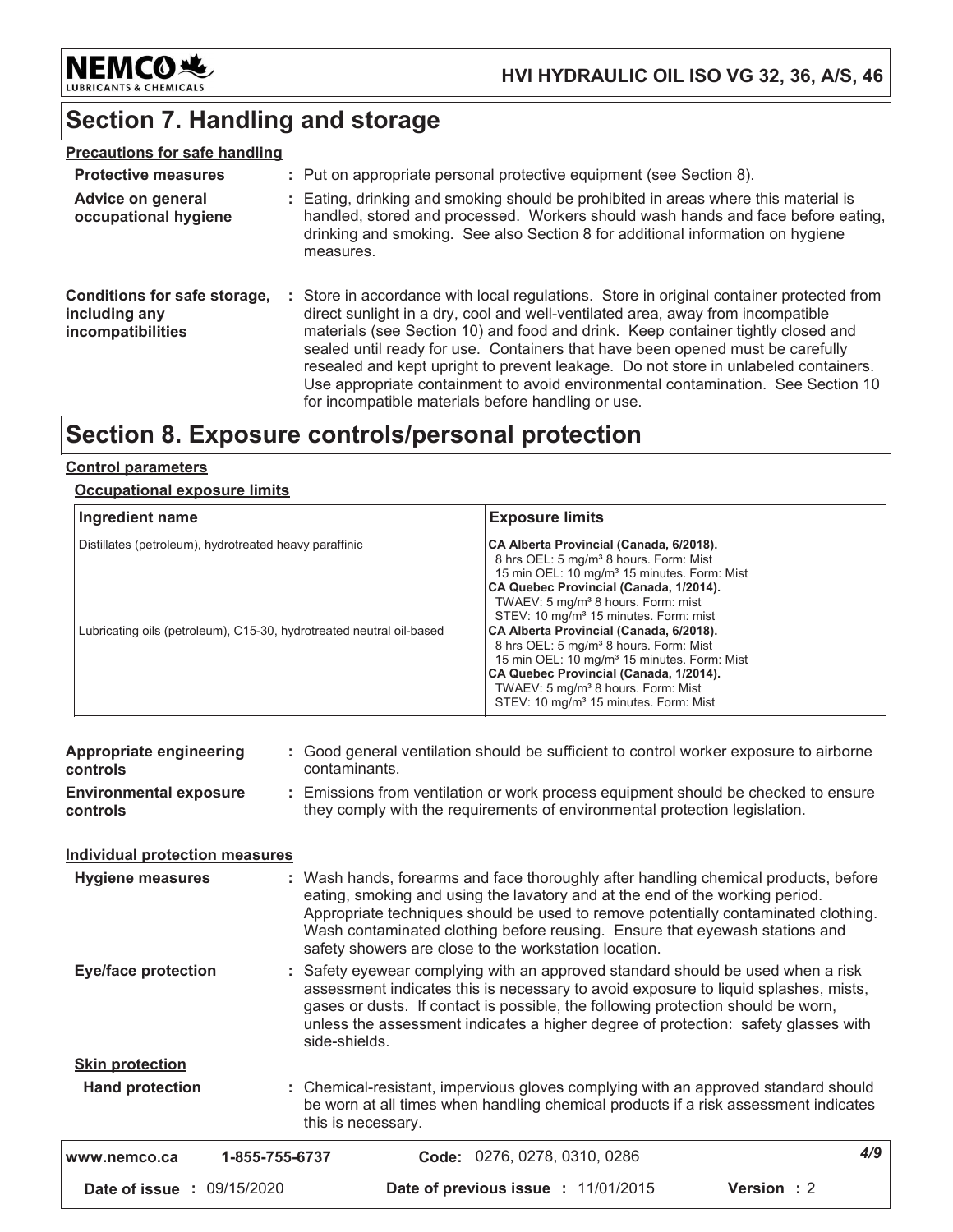# Section 7. Handling and storage

**Precautions for safe handling**

**Protective measures** : Put on appropriate personal protective equipment (see Section 8).

**Advice on general occupational hygiene** : Eating, drinking and smoking should be prohibited in areas where this material is handled, stored and processed. Workers should wash hands and face before eating, drinking and smoking. See also Section 8 for additional information on hygiene measures.

**Conditions for safe storage, including any incompatibilities** : Store in accordance with local regulations. Store in original container protected from direct sunlight in a dry, cool and well-ventilated area, away from incompatible materials (see Section 10) and food and drink. Keep container tightly closed and sealed until ready for use. Containers that have been opened must be carefully resealed and kept upright to prevent leakage. Do not store in unlabeled containers. Use appropriate containment to avoid environmental contamination. See Section 10 for incompatible materials before handling or use.

# Section 8. Exposure controls/personal protection

**Control parameters**

**Occupational exposure limits**

| Ingredient name | Exposure limits |
|---|---|
| Distillates (petroleum), hydrotreated heavy paraffinic | **CA Alberta Provincial (Canada, 6/2018).**<br>8 hrs OEL: 5 mg/m³ 8 hours. Form: Mist<br>15 min OEL: 10 mg/m³ 15 minutes. Form: Mist<br>**CA Quebec Provincial (Canada, 1/2014).**<br>TWAEV: 5 mg/m³ 8 hours. Form: mist<br>STEV: 10 mg/m³ 15 minutes. Form: mist |
| Lubricating oils (petroleum), C15-30, hydrotreated neutral oil-based | **CA Alberta Provincial (Canada, 6/2018).**<br>8 hrs OEL: 5 mg/m³ 8 hours. Form: Mist<br>15 min OEL: 10 mg/m³ 15 minutes. Form: Mist<br>**CA Quebec Provincial (Canada, 1/2014).**<br>TWAEV: 5 mg/m³ 8 hours. Form: Mist<br>STEV: 10 mg/m³ 15 minutes. Form: Mist |

**Appropriate engineering controls** : Good general ventilation should be sufficient to control worker exposure to airborne contaminants.

**Environmental exposure controls** : Emissions from ventilation or work process equipment should be checked to ensure they comply with the requirements of environmental protection legislation.

**Individual protection measures**

**Hygiene measures** : Wash hands, forearms and face thoroughly after handling chemical products, before eating, smoking and using the lavatory and at the end of the working period. Appropriate techniques should be used to remove potentially contaminated clothing. Wash contaminated clothing before reusing. Ensure that eyewash stations and safety showers are close to the workstation location.

**Eye/face protection** : Safety eyewear complying with an approved standard should be used when a risk assessment indicates this is necessary to avoid exposure to liquid splashes, mists, gases or dusts. If contact is possible, the following protection should be worn, unless the assessment indicates a higher degree of protection: safety glasses with side-shields.

**Skin protection**

**Hand protection** : Chemical-resistant, impervious gloves complying with an approved standard should be worn at all times when handling chemical products if a risk assessment indicates this is necessary.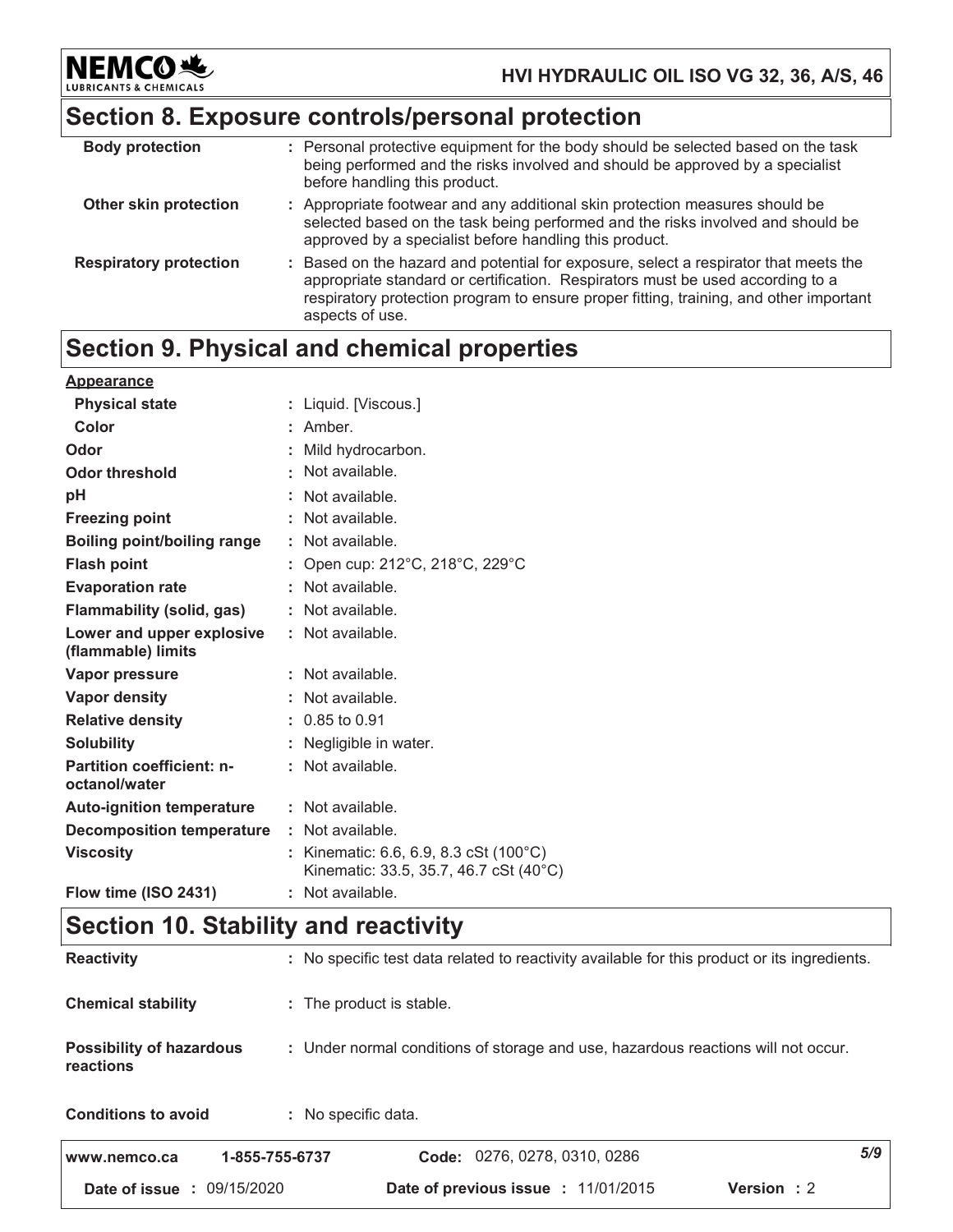## Section 8. Exposure controls/personal protection

| | |
|---|---|
| **Body protection** | : Personal protective equipment for the body should be selected based on the task being performed and the risks involved and should be approved by a specialist before handling this product. |
| **Other skin protection** | : Appropriate footwear and any additional skin protection measures should be selected based on the task being performed and the risks involved and should be approved by a specialist before handling this product. |
| **Respiratory protection** | : Based on the hazard and potential for exposure, select a respirator that meets the appropriate standard or certification. Respirators must be used according to a respiratory protection program to ensure proper fitting, training, and other important aspects of use. |

## Section 9. Physical and chemical properties

**Appearance**

| | |
|---|---|
| **Physical state** | : Liquid. [Viscous.] |
| **Color** | : Amber. |
| **Odor** | : Mild hydrocarbon. |
| **Odor threshold** | : Not available. |
| **pH** | : Not available. |
| **Freezing point** | : Not available. |
| **Boiling point/boiling range** | : Not available. |
| **Flash point** | : Open cup: 212°C, 218°C, 229°C |
| **Evaporation rate** | : Not available. |
| **Flammability (solid, gas)** | : Not available. |
| **Lower and upper explosive (flammable) limits** | : Not available. |
| **Vapor pressure** | : Not available. |
| **Vapor density** | : Not available. |
| **Relative density** | : 0.85 to 0.91 |
| **Solubility** | : Negligible in water. |
| **Partition coefficient: n-octanol/water** | : Not available. |
| **Auto-ignition temperature** | : Not available. |
| **Decomposition temperature** | : Not available. |
| **Viscosity** | : Kinematic: 6.6, 6.9, 8.3 cSt (100°C)<br>Kinematic: 33.5, 35.7, 46.7 cSt (40°C) |
| **Flow time (ISO 2431)** | : Not available. |

## Section 10. Stability and reactivity

| | |
|---|---|
| **Reactivity** | : No specific test data related to reactivity available for this product or its ingredients. |
| **Chemical stability** | : The product is stable. |
| **Possibility of hazardous reactions** | : Under normal conditions of storage and use, hazardous reactions will not occur. |
| **Conditions to avoid** | : No specific data. |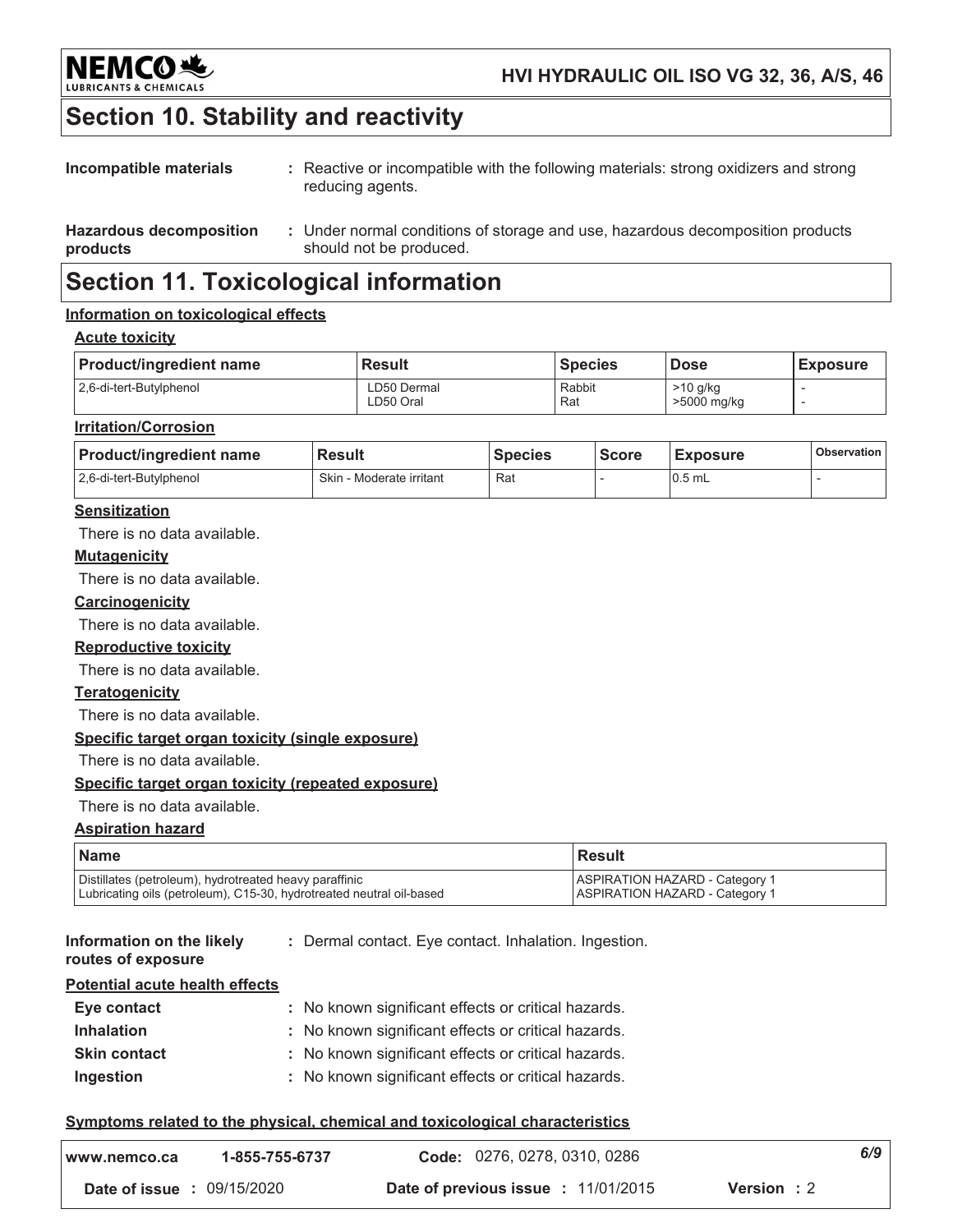## Section 10. Stability and reactivity

**Incompatible materials** : Reactive or incompatible with the following materials: strong oxidizers and strong reducing agents.

**Hazardous decomposition products** : Under normal conditions of storage and use, hazardous decomposition products should not be produced.

## Section 11. Toxicological information

### Information on toxicological effects

#### Acute toxicity

| Product/ingredient name | Result | Species | Dose | Exposure |
|---|---|---|---|---|
| 2,6-di-tert-Butylphenol | LD50 Dermal<br>LD50 Oral | Rabbit<br>Rat | >10 g/kg<br>>5000 mg/kg | -<br>- |

#### Irritation/Corrosion

| Product/ingredient name | Result | Species | Score | Exposure | Observation |
|---|---|---|---|---|---|
| 2,6-di-tert-Butylphenol | Skin - Moderate irritant | Rat | - | 0.5 mL | - |

#### Sensitization

There is no data available.

#### Mutagenicity

There is no data available.

#### Carcinogenicity

There is no data available.

#### Reproductive toxicity

There is no data available.

#### Teratogenicity

There is no data available.

#### Specific target organ toxicity (single exposure)

There is no data available.

#### Specific target organ toxicity (repeated exposure)

There is no data available.

#### Aspiration hazard

| Name | Result |
|---|---|
| Distillates (petroleum), hydrotreated heavy paraffinic<br>Lubricating oils (petroleum), C15-30, hydrotreated neutral oil-based | ASPIRATION HAZARD - Category 1<br>ASPIRATION HAZARD - Category 1 |

**Information on the likely routes of exposure** : Dermal contact. Eye contact. Inhalation. Ingestion.

#### Potential acute health effects

**Eye contact** : No known significant effects or critical hazards.

**Inhalation** : No known significant effects or critical hazards.

**Skin contact** : No known significant effects or critical hazards.

**Ingestion** : No known significant effects or critical hazards.

#### Symptoms related to the physical, chemical and toxicological characteristics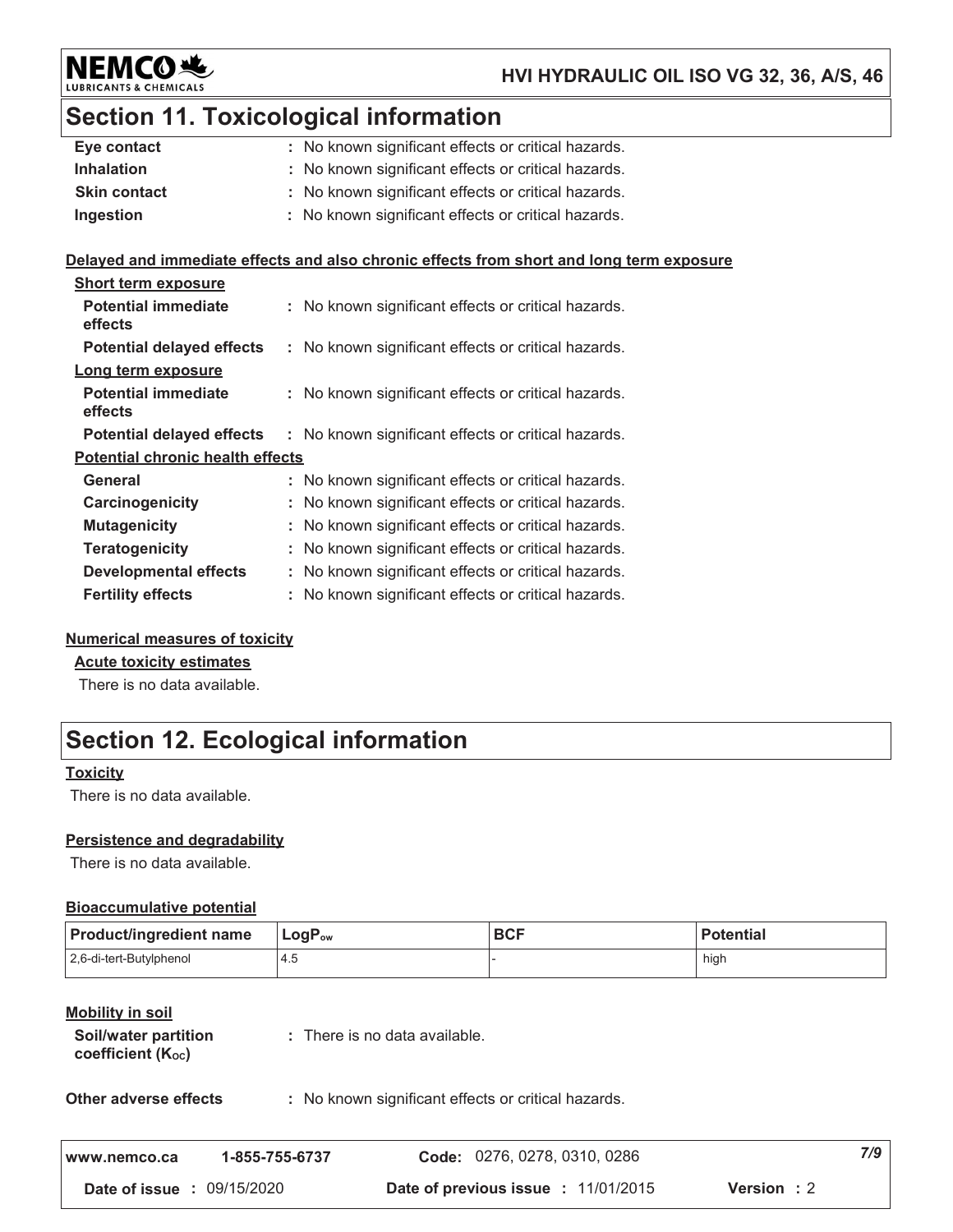## Section 11. Toxicological information

| | |
|---|---|
| **Eye contact** | : No known significant effects or critical hazards. |
| **Inhalation** | : No known significant effects or critical hazards. |
| **Skin contact** | : No known significant effects or critical hazards. |
| **Ingestion** | : No known significant effects or critical hazards. |

**Delayed and immediate effects and also chronic effects from short and long term exposure**

**Short term exposure**

| | |
|---|---|
| **Potential immediate effects** | : No known significant effects or critical hazards. |
| **Potential delayed effects** | : No known significant effects or critical hazards. |

**Long term exposure**

| | |
|---|---|
| **Potential immediate effects** | : No known significant effects or critical hazards. |
| **Potential delayed effects** | : No known significant effects or critical hazards. |

**Potential chronic health effects**

| | |
|---|---|
| **General** | : No known significant effects or critical hazards. |
| **Carcinogenicity** | : No known significant effects or critical hazards. |
| **Mutagenicity** | : No known significant effects or critical hazards. |
| **Teratogenicity** | : No known significant effects or critical hazards. |
| **Developmental effects** | : No known significant effects or critical hazards. |
| **Fertility effects** | : No known significant effects or critical hazards. |

**Numerical measures of toxicity**

**Acute toxicity estimates**

There is no data available.

## Section 12. Ecological information

**Toxicity**

There is no data available.

**Persistence and degradability**

There is no data available.

**Bioaccumulative potential**

| Product/ingredient name | $LogP_{ow}$ | BCF | Potential |
|---|---|---|---|
| 2,6-di-tert-Butylphenol | 4.5 | - | high |

**Mobility in soil**

| | |
|---|---|
| **Soil/water partition coefficient ($K_{oc}$)** | : There is no data available. |
| **Other adverse effects** | : No known significant effects or critical hazards. |

| | | | |
|---|---|---|---|
| www.nemco.ca | 1-855-755-6737 | **Code:** 0276, 0278, 0310, 0286 | |
| **Date of issue :** 09/15/2020 | | **Date of previous issue :** 11/01/2015 | **Version :** 2 |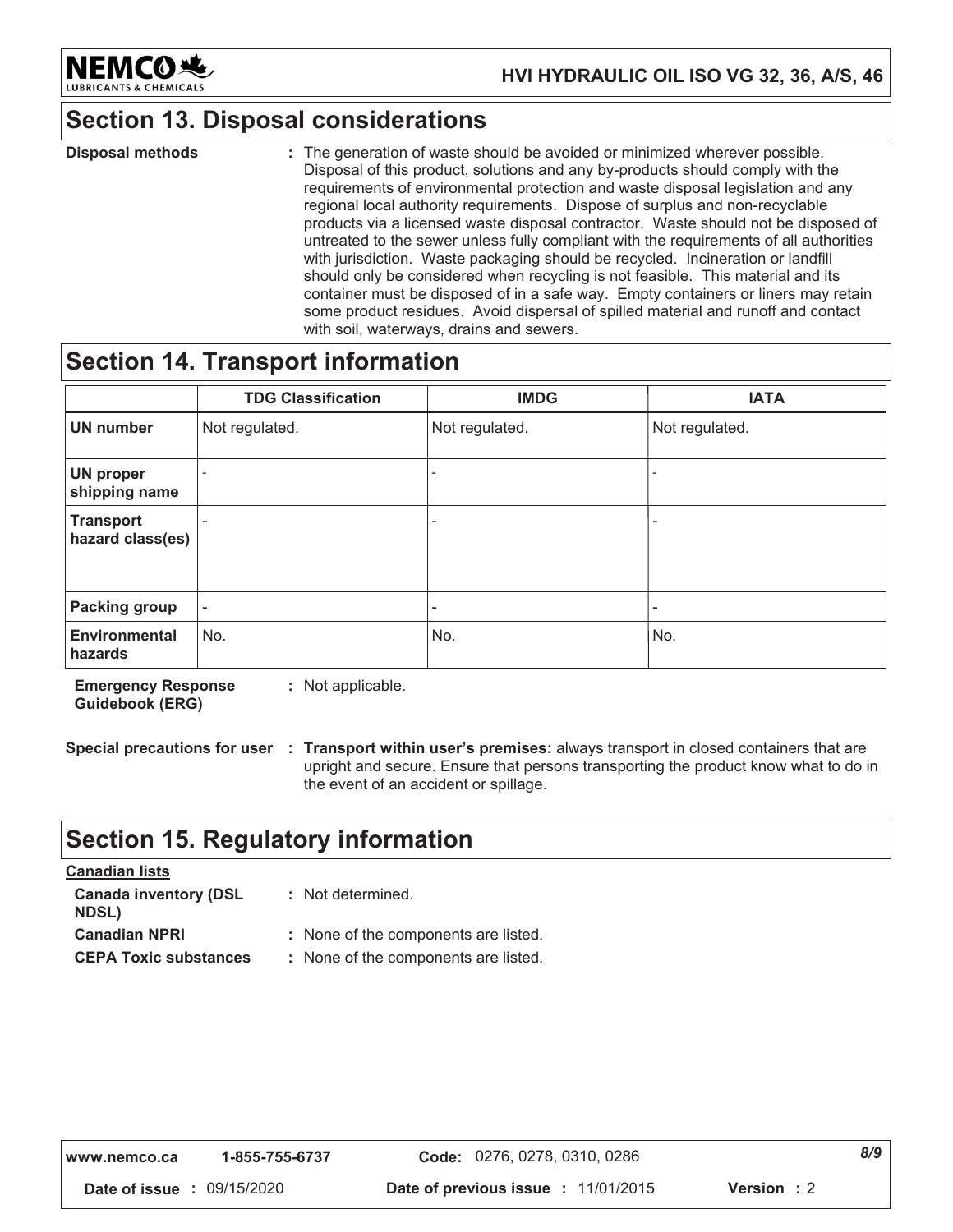## Section 13. Disposal considerations

**Disposal methods** : The generation of waste should be avoided or minimized wherever possible. Disposal of this product, solutions and any by-products should comply with the requirements of environmental protection and waste disposal legislation and any regional local authority requirements. Dispose of surplus and non-recyclable products via a licensed waste disposal contractor. Waste should not be disposed of untreated to the sewer unless fully compliant with the requirements of all authorities with jurisdiction. Waste packaging should be recycled. Incineration or landfill should only be considered when recycling is not feasible. This material and its container must be disposed of in a safe way. Empty containers or liners may retain some product residues. Avoid dispersal of spilled material and runoff and contact with soil, waterways, drains and sewers.

## Section 14. Transport information

| | TDG Classification | IMDG | IATA |
|---|---|---|---|
| **UN number** | Not regulated. | Not regulated. | Not regulated. |
| **UN proper shipping name** | - | - | - |
| **Transport hazard class(es)** | - | - | - |
| **Packing group** | - | - | - |
| **Environmental hazards** | No. | No. | No. |

**Emergency Response Guidebook (ERG)** : Not applicable.

**Special precautions for user** : **Transport within user's premises:** always transport in closed containers that are upright and secure. Ensure that persons transporting the product know what to do in the event of an accident or spillage.

## Section 15. Regulatory information

**Canadian lists**

**Canada inventory (DSL NDSL)** : Not determined.

**Canadian NPRI** : None of the components are listed.

**CEPA Toxic substances** : None of the components are listed.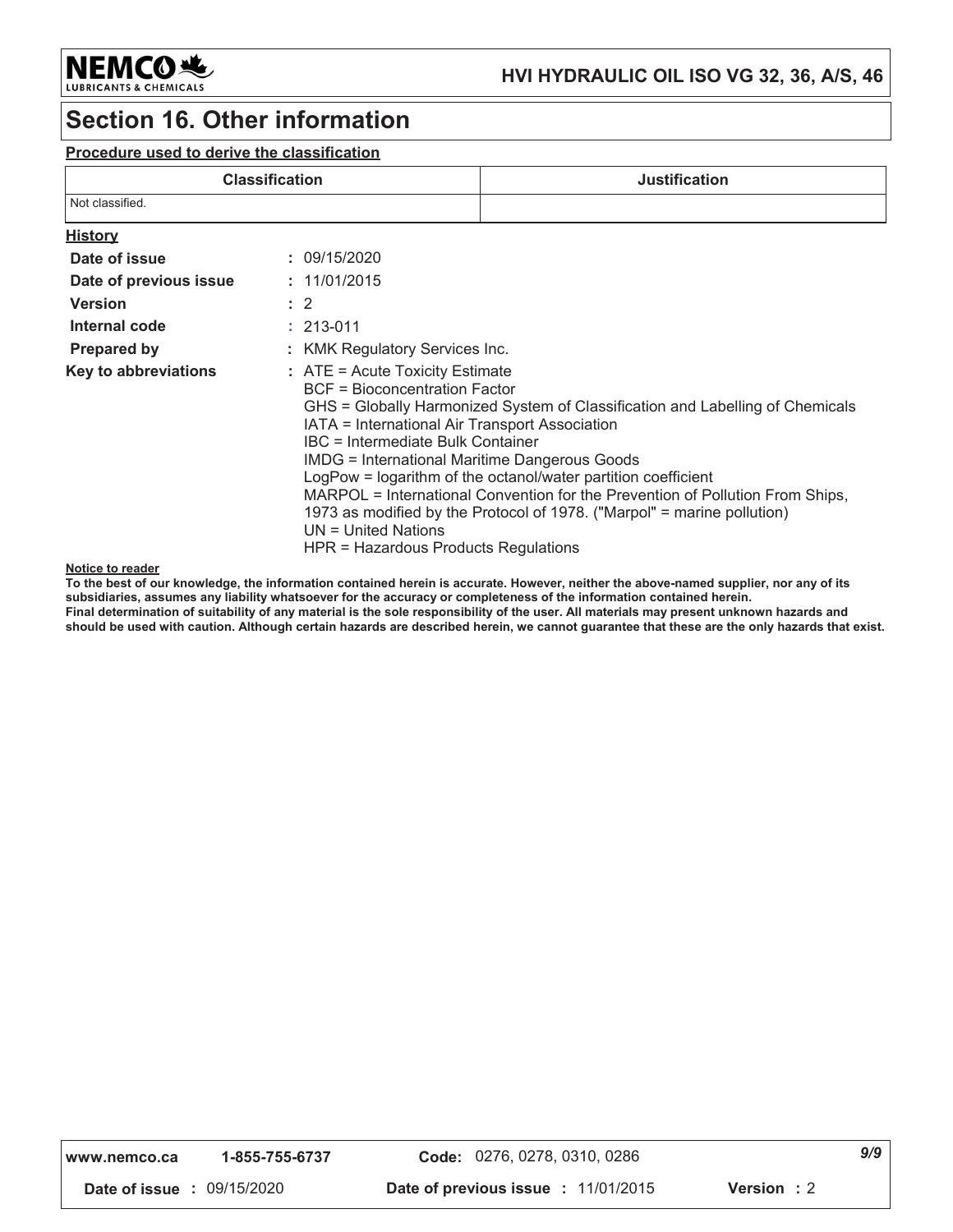# Section 16. Other information

**Procedure used to derive the classification**

| Classification | Justification |
|---|---|
| Not classified. | |

**History**

**Date of issue** : 09/15/2020

**Date of previous issue** : 11/01/2015

**Version** : 2

**Internal code** : 213-011

**Prepared by** : KMK Regulatory Services Inc.

**Key to abbreviations** :
ATE = Acute Toxicity Estimate
BCF = Bioconcentration Factor
GHS = Globally Harmonized System of Classification and Labelling of Chemicals
IATA = International Air Transport Association
IBC = Intermediate Bulk Container
IMDG = International Maritime Dangerous Goods
LogPow = logarithm of the octanol/water partition coefficient
MARPOL = International Convention for the Prevention of Pollution From Ships, 1973 as modified by the Protocol of 1978. ("Marpol" = marine pollution)
UN = United Nations
HPR = Hazardous Products Regulations

**Notice to reader**

**To the best of our knowledge, the information contained herein is accurate. However, neither the above-named supplier, nor any of its subsidiaries, assumes any liability whatsoever for the accuracy or completeness of the information contained herein.**
**Final determination of suitability of any material is the sole responsibility of the user. All materials may present unknown hazards and should be used with caution. Although certain hazards are described herein, we cannot guarantee that these are the only hazards that exist.**